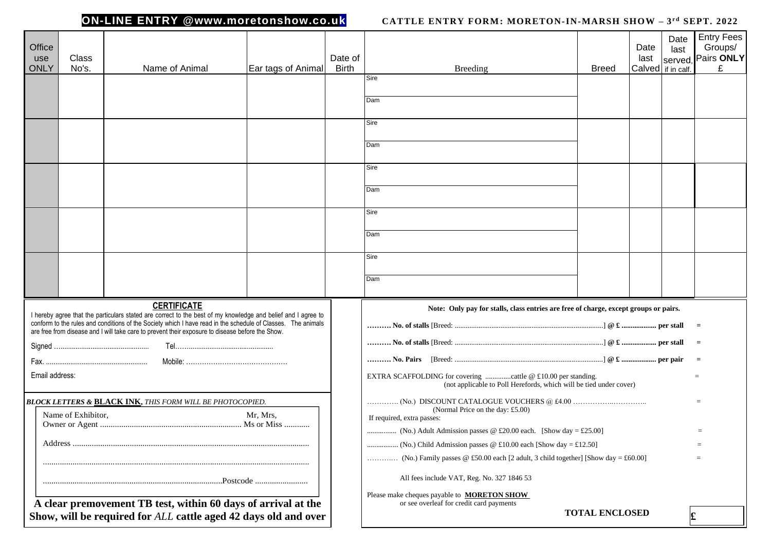**ON-LINE ENTRY @www.moretonshow.co.uk**

**CATTLE ENTRY FORM: MORETON-IN-MARSH SHOW – 3rd SEPT. 2022**

| Office use ONLY | Class No's. | Name of Animal | Ear tags of Animal | Date of Birth | Breeding | Breed | Date last Calved | Date last served. if in calf. | Entry Fees Groups/ Pairs **ONLY** £ |
|---|---|---|---|---|---|---|---|---|---|
| | | | | | Sire | | | | |
| | | | | | Dam | | | | |
| | | | | | Sire | | | | |
| | | | | | Dam | | | | |
| | | | | | Sire | | | | |
| | | | | | Dam | | | | |
| | | | | | Sire | | | | |
| | | | | | Dam | | | | |
| | | | | | Sire | | | | |
| | | | | | Dam | | | | |

**CERTIFICATE**

I hereby agree that the particulars stated are correct to the best of my knowledge and belief and I agree to conform to the rules and conditions of the Society which I have read in the schedule of Classes. The animals are free from disease and I will take care to prevent their exposure to disease before the Show.

Signed ……………………………………… Tel.………………………………………

Fax. ……………………………………… Mobile: ………………………………………

Email address:

***BLOCK LETTERS &* BLACK INK*, THIS FORM WILL BE PHOTOCOPIED.***

Name of Exhibitor, Owner or Agent ……………………………………… Mr, Mrs, Ms or Miss …………

Address ………………………………………………………………………………

………………………………………………………………………………

………………………………………………………………Postcode ………………………

**A clear premovement TB test, within 60 days of arrival at the Show, will be required for *ALL* cattle aged 42 days old and over**

**Note: Only pay for stalls, class entries are free of charge, except groups or pairs.**

**……… No. of stalls** [Breed: ………………………………………………] **@ £ ……………… per stall =**

**……… No. of stalls** [Breed: ………………………………………………] **@ £ ……………… per stall =**

**……… No. Pairs** [Breed: ………………………………………………] **@ £ ……………… per pair =**

EXTRA SCAFFOLDING for covering ………….cattle @ £10.00 per standing. =
(not applicable to Poll Herefords, which will be tied under cover)

…………. (No.) DISCOUNT CATALOGUE VOUCHERS @ £4.00 ……………..………….. =
(Normal Price on the day: £5.00)

If required, extra passes:

……………. (No.) Adult Admission passes @ £20.00 each. [Show day = £25.00] =

……………. (No.) Child Admission passes @ £10.00 each [Show day = £12.50] =

……….… (No.) Family passes @ £50.00 each [2 adult, 3 child together] [Show day = £60.00] =

All fees include VAT, Reg. No. 327 1846 53

Please make cheques payable to **MORETON SHOW**
or see overleaf for credit card payments

**TOTAL ENCLOSED** £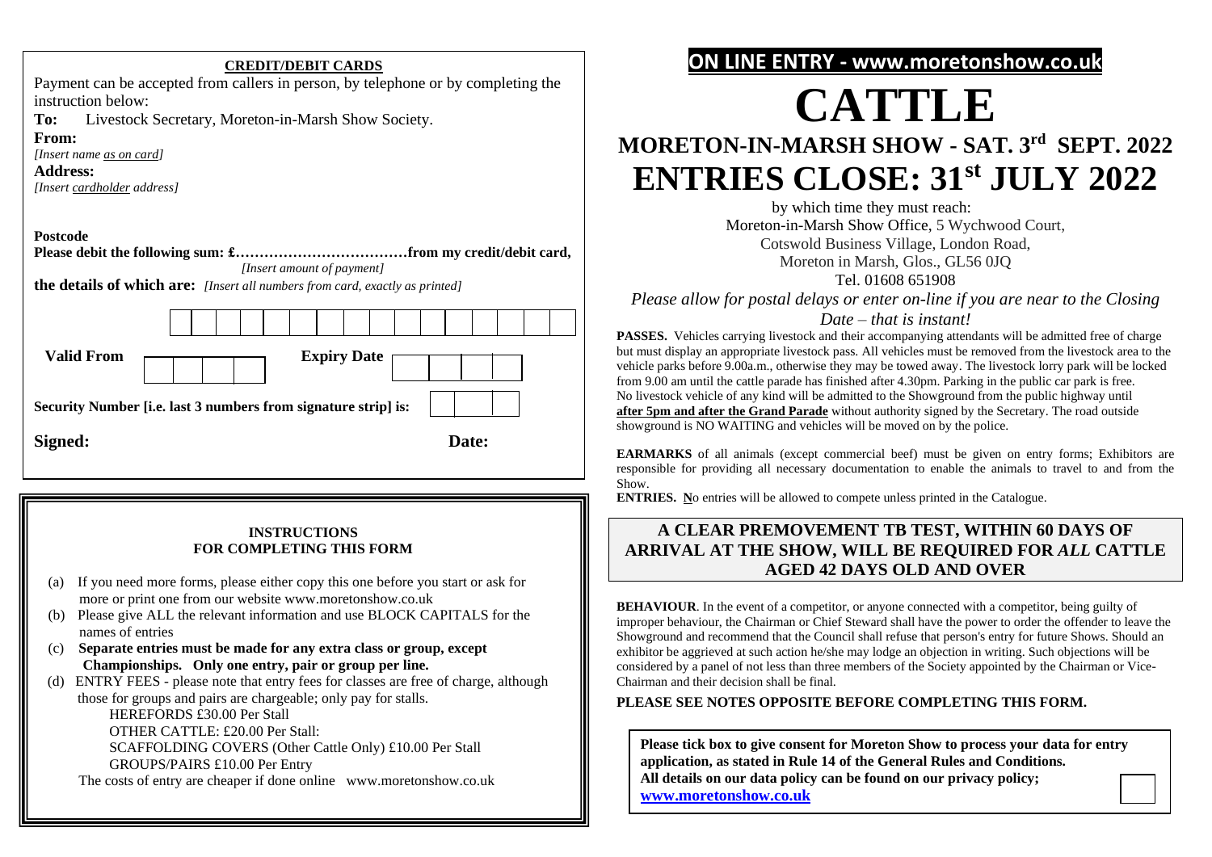## CREDIT/DEBIT CARDS

Payment can be accepted from callers in person, by telephone or by completing the instruction below:

**To:** Livestock Secretary, Moreton-in-Marsh Show Society.

**From:**
*[Insert name as on card]*

**Address:**
*[Insert cardholder address]*

**Postcode**

**Please debit the following sum: £………………………………from my credit/debit card,**
*[Insert amount of payment]*
**the details of which are:** *[Insert all numbers from card, exactly as printed]*

**Valid From** **Expiry Date**

**Security Number [i.e. last 3 numbers from signature strip] is:**

**Signed:** **Date:**

## INSTRUCTIONS FOR COMPLETING THIS FORM

(a) If you need more forms, please either copy this one before you start or ask for more or print one from our website www.moretonshow.co.uk

(b) Please give ALL the relevant information and use BLOCK CAPITALS for the names of entries

(c) **Separate entries must be made for any extra class or group, except Championships. Only one entry, pair or group per line.**

(d) ENTRY FEES - please note that entry fees for classes are free of charge, although those for groups and pairs are chargeable; only pay for stalls.
HEREFORDS £30.00 Per Stall
OTHER CATTLE: £20.00 Per Stall:
SCAFFOLDING COVERS (Other Cattle Only) £10.00 Per Stall
GROUPS/PAIRS £10.00 Per Entry
The costs of entry are cheaper if done online www.moretonshow.co.uk

**ON LINE ENTRY - www.moretonshow.co.uk**

# CATTLE

## MORETON-IN-MARSH SHOW - SAT. 3rd SEPT. 2022

# ENTRIES CLOSE: 31st JULY 2022

by which time they must reach:
Moreton-in-Marsh Show Office, 5 Wychwood Court,
Cotswold Business Village, London Road,
Moreton in Marsh, Glos., GL56 0JQ
Tel. 01608 651908

*Please allow for postal delays or enter on-line if you are near to the Closing Date – that is instant!*

**PASSES.** Vehicles carrying livestock and their accompanying attendants will be admitted free of charge but must display an appropriate livestock pass. All vehicles must be removed from the livestock area to the vehicle parks before 9.00a.m., otherwise they may be towed away. The livestock lorry park will be locked from 9.00 am until the cattle parade has finished after 4.30pm. Parking in the public car park is free. No livestock vehicle of any kind will be admitted to the Showground from the public highway until **after 5pm and after the Grand Parade** without authority signed by the Secretary. The road outside showground is NO WAITING and vehicles will be moved on by the police.

**EARMARKS** of all animals (except commercial beef) must be given on entry forms; Exhibitors are responsible for providing all necessary documentation to enable the animals to travel to and from the Show.

**ENTRIES. N**o entries will be allowed to compete unless printed in the Catalogue.

## A CLEAR PREMOVEMENT TB TEST, WITHIN 60 DAYS OF ARRIVAL AT THE SHOW, WILL BE REQUIRED FOR *ALL* CATTLE AGED 42 DAYS OLD AND OVER

**BEHAVIOUR**. In the event of a competitor, or anyone connected with a competitor, being guilty of improper behaviour, the Chairman or Chief Steward shall have the power to order the offender to leave the Showground and recommend that the Council shall refuse that person's entry for future Shows. Should an exhibitor be aggrieved at such action he/she may lodge an objection in writing. Such objections will be considered by a panel of not less than three members of the Society appointed by the Chairman or Vice-Chairman and their decision shall be final.

**PLEASE SEE NOTES OPPOSITE BEFORE COMPLETING THIS FORM.**

**Please tick box to give consent for Moreton Show to process your data for entry application, as stated in Rule 14 of the General Rules and Conditions. All details on our data policy can be found on our privacy policy; www.moretonshow.co.uk**